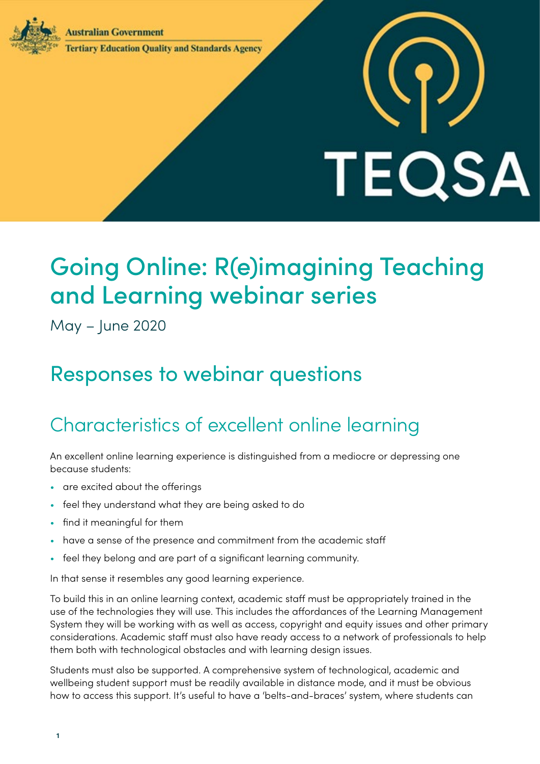Australian Government

Tertiary Education Quality and Standards Agency

TEQSA

# Going Online: R(e)imagining Teaching and Learning webinar series

May – June 2020

## Responses to webinar questions

## Characteristics of excellent online learning

An excellent online learning experience is distinguished from a mediocre or depressing one because students:

- are excited about the offerings
- feel they understand what they are being asked to do
- find it meaningful for them
- have a sense of the presence and commitment from the academic staff
- feel they belong and are part of a significant learning community.

In that sense it resembles any good learning experience.

To build this in an online learning context, academic staff must be appropriately trained in the use of the technologies they will use. This includes the affordances of the Learning Management System they will be working with as well as access, copyright and equity issues and other primary considerations. Academic staff must also have ready access to a network of professionals to help them both with technological obstacles and with learning design issues.

Students must also be supported. A comprehensive system of technological, academic and wellbeing student support must be readily available in distance mode, and it must be obvious how to access this support. It's useful to have a 'belts-and-braces' system, where students can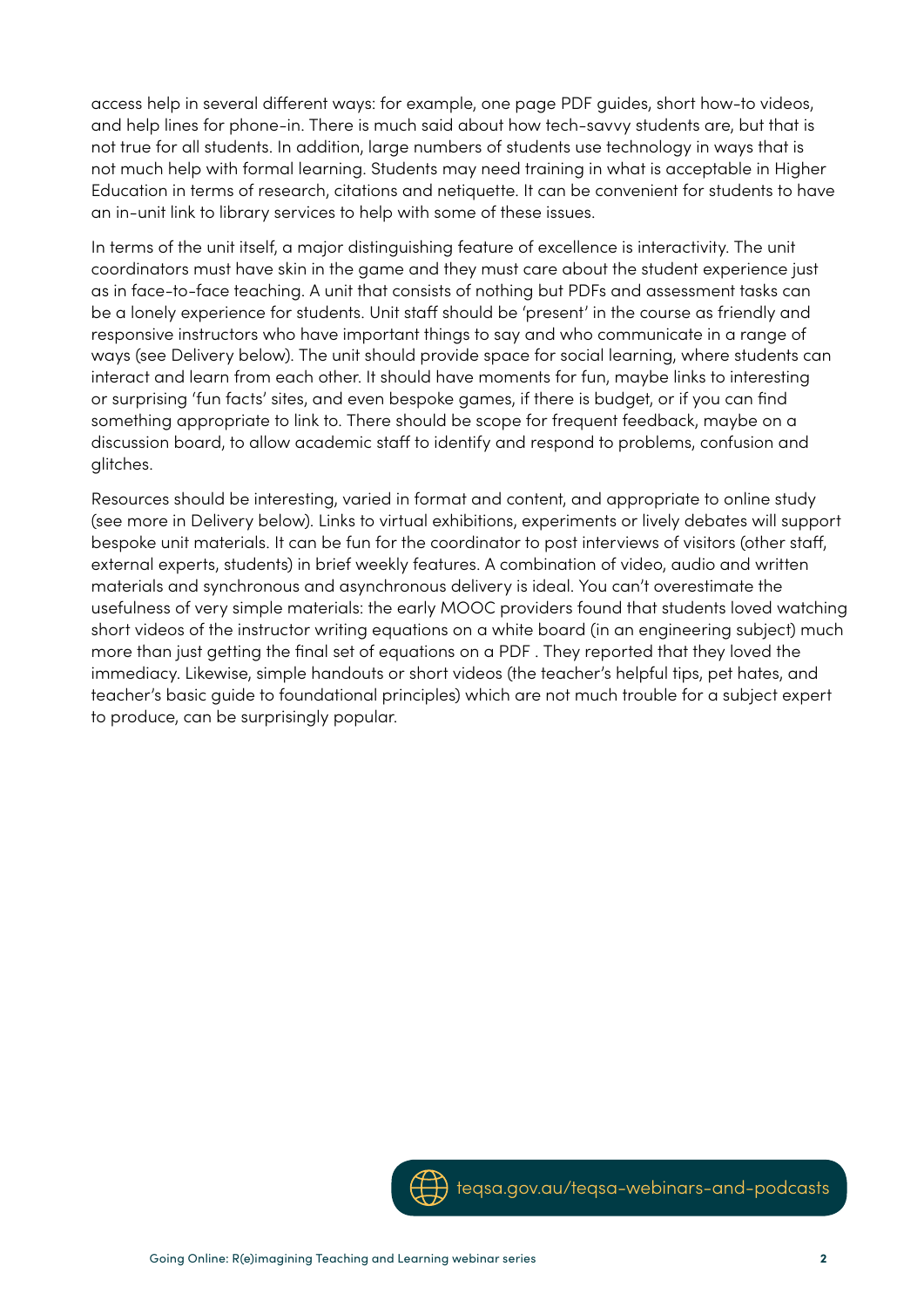access help in several different ways: for example, one page PDF guides, short how-to videos, and help lines for phone-in. There is much said about how tech-savvy students are, but that is not true for all students. In addition, large numbers of students use technology in ways that is not much help with formal learning. Students may need training in what is acceptable in Higher Education in terms of research, citations and netiquette. It can be convenient for students to have an in-unit link to library services to help with some of these issues.

In terms of the unit itself, a major distinguishing feature of excellence is interactivity. The unit coordinators must have skin in the game and they must care about the student experience just as in face-to-face teaching. A unit that consists of nothing but PDFs and assessment tasks can be a lonely experience for students. Unit staff should be 'present' in the course as friendly and responsive instructors who have important things to say and who communicate in a range of ways (see Delivery below). The unit should provide space for social learning, where students can interact and learn from each other. It should have moments for fun, maybe links to interesting or surprising 'fun facts' sites, and even bespoke games, if there is budget, or if you can find something appropriate to link to. There should be scope for frequent feedback, maybe on a discussion board, to allow academic staff to identify and respond to problems, confusion and glitches.

Resources should be interesting, varied in format and content, and appropriate to online study (see more in Delivery below). Links to virtual exhibitions, experiments or lively debates will support bespoke unit materials. It can be fun for the coordinator to post interviews of visitors (other staff, external experts, students) in brief weekly features. A combination of video, audio and written materials and synchronous and asynchronous delivery is ideal. You can't overestimate the usefulness of very simple materials: the early MOOC providers found that students loved watching short videos of the instructor writing equations on a white board (in an engineering subject) much more than just getting the final set of equations on a PDF . They reported that they loved the immediacy. Likewise, simple handouts or short videos (the teacher's helpful tips, pet hates, and teacher's basic guide to foundational principles) which are not much trouble for a subject expert to produce, can be surprisingly popular.

teqsa.gov.au/teqsa-webinars-and-podcasts